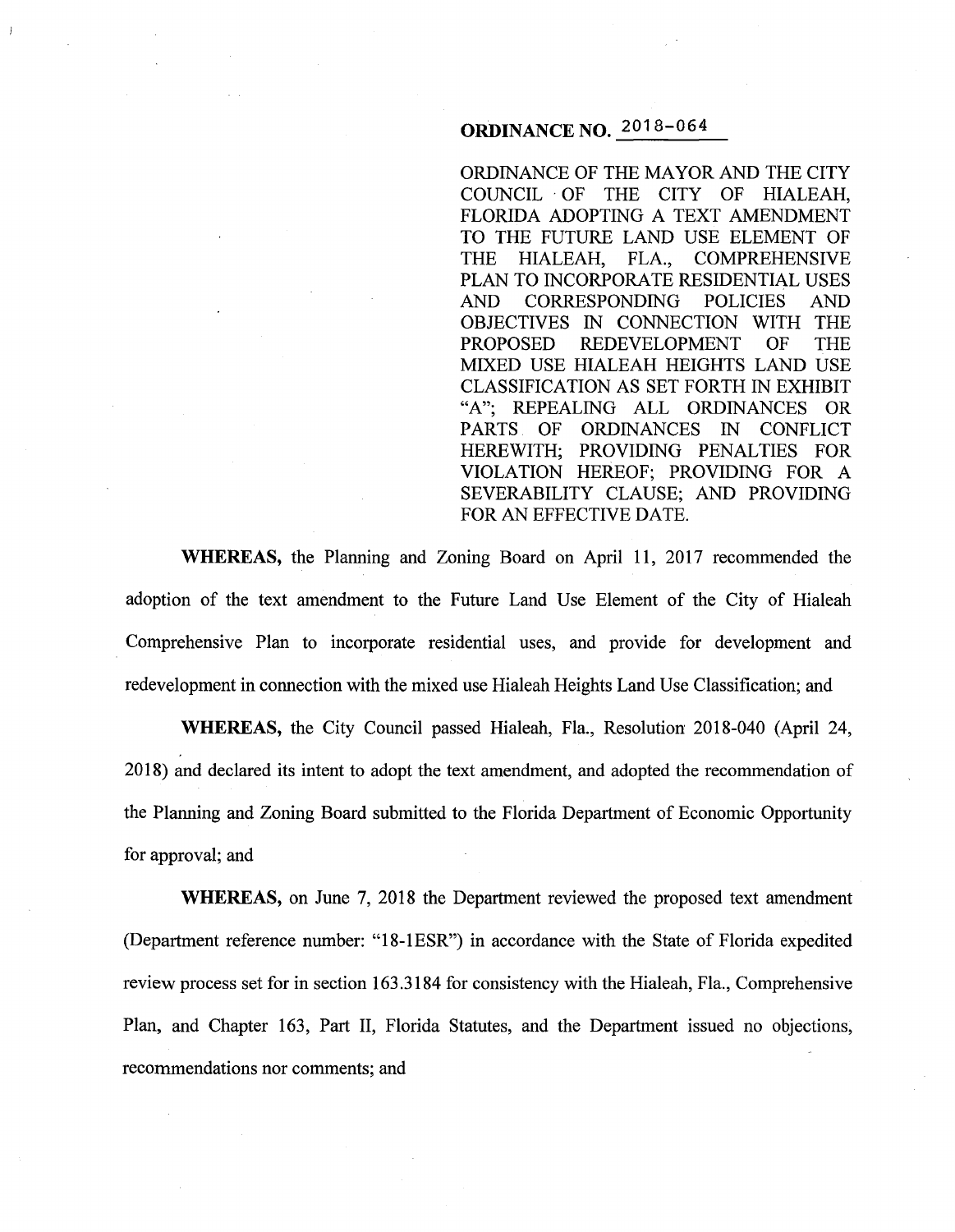# ORDINANCE NO. 2018-064

ORDINANCE OF THE MAYOR AND THE CITY COUNCIL OF THE CITY OF HIALEAH, FLORIDA ADOPTING A TEXT AMENDMENT TO THE FUTURE LAND USE ELEMENT OF THE HIALEAH, FLA., COMPREHENSIVE PLAN TO INCORPORATE RESIDENTIAL USES AND CORRESPONDING POLICIES AND OBJECTIVES IN CONNECTION WITH THE PROPOSED REDEVELOPMENT OF THE MIXED USE HIALEAH HEIGHTS LAND USE CLASSIFICATION AS SET FORTH IN EXHIBIT "A"; REPEALING ALL ORDINANCES OR PARTS OF ORDINANCES IN CONFLICT HEREWITH; PROVIDING PENALTIES FOR VIOLATION HEREOF; PROVIDING FOR A SEVERABILITY CLAUSE; AND PROVIDING FOR AN EFFECTIVE DATE.

**WHEREAS,** the Planning and Zoning Board on April 11, 2017 recommended the adoption of the text amendment to the Future Land Use Element of the City of Hialeah Comprehensive Plan to incorporate residential uses, and provide for development and redevelopment in connection with the mixed use Hialeah Heights Land Use Classification; and

**WHEREAS,** the City Council passed Hialeah, Fla., Resolution 2018-040 (April 24, 2018) and declared its intent to adopt the text amendment, and adopted the recommendation of the Planning and Zoning Board submitted to the Florida Department of Economic Opportunity for approval; and

**WHEREAS,** on June 7, 2018 the Department reviewed the proposed text amendment (Department reference number: "18-1ESR") in accordance with the State of Florida expedited review process set for in section 163.3184 for consistency with the Hialeah, Fla., Comprehensive Plan, and Chapter 163, Part II, Florida Statutes, and the Department issued no objections, recommendations nor comments; and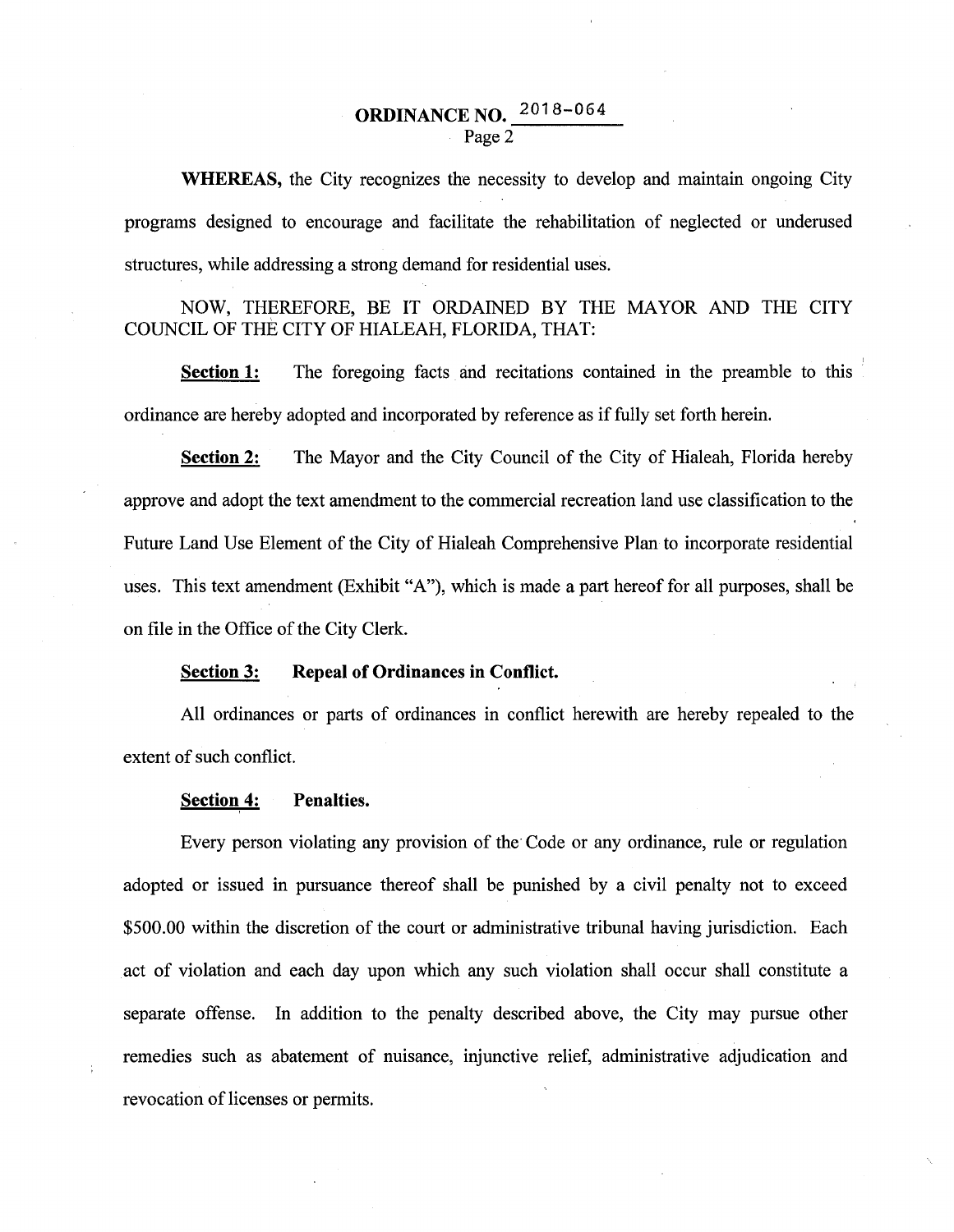**WHEREAS,** the City recognizes the necessity to develop and maintain ongoing City programs designed to encourage and facilitate the rehabilitation of neglected or underused structures, while addressing a strong demand for residential uses.

NOW, THEREFORE, BE IT ORDAINED BY THE MAYOR AND THE CITY COUNCIL OF THE CITY OF HIALEAH, FLORIDA, THAT:

**Section 1:** The foregoing facts and recitations contained in the preamble to this ordinance are hereby adopted and incorporated by reference as if fully set forth herein.

**Section 2:** The Mayor and the City Council of the City of Hialeah, Florida hereby approve and adopt the text amendment to the commercial recreation land use classification to the Future Land Use Element of the City of Hialeah Comprehensive Plan to incorporate residential uses. This text amendment (Exhibit "A"), which is made a part hereof for all purposes, shall be on file in the Office of the City Clerk.

**Section 3: Repeal of Ordinances in Conflict.**

All ordinances or parts of ordinances in conflict herewith are hereby repealed to the extent of such conflict.

**Section 4: Penalties.**

Every person violating any provision of the Code or any ordinance, rule or regulation adopted or issued in pursuance thereof shall be punished by a civil penalty not to exceed $500.00 within the discretion of the court or administrative tribunal having jurisdiction. Each act of violation and each day upon which any such violation shall occur shall constitute a separate offense. In addition to the penalty described above, the City may pursue other remedies such as abatement of nuisance, injunctive relief, administrative adjudication and revocation of licenses or permits.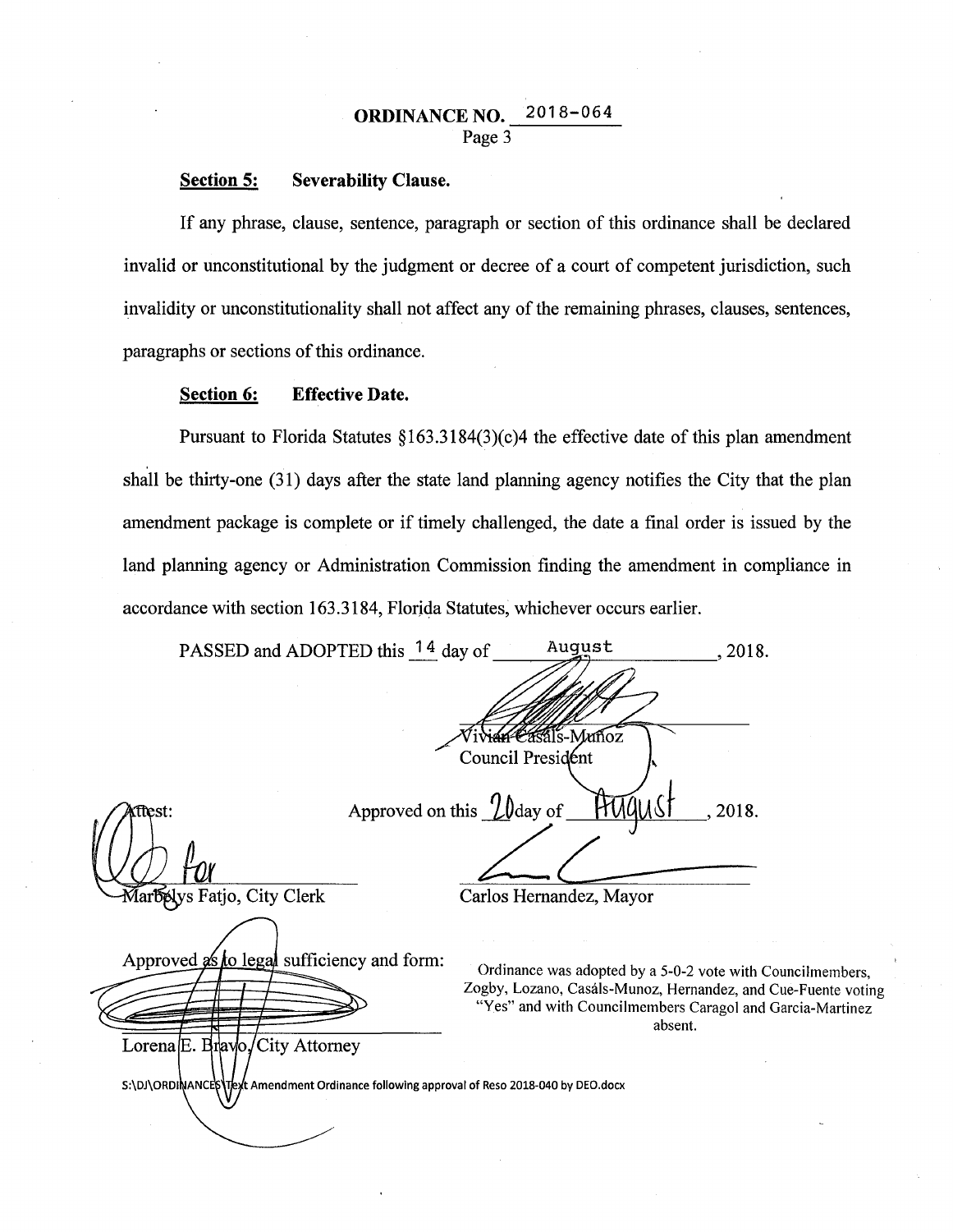**ORDINANCE NO. 2018-064**

**Section 5: Severability Clause.**

If any phrase, clause, sentence, paragraph or section of this ordinance shall be declared invalid or unconstitutional by the judgment or decree of a court of competent jurisdiction, such invalidity or unconstitutionality shall not affect any of the remaining phrases, clauses, sentences, paragraphs or sections of this ordinance.

**Section 6: Effective Date.**

Pursuant to Florida Statutes §163.3184(3)(c)4 the effective date of this plan amendment shall be thirty-one (31) days after the state land planning agency notifies the City that the plan amendment package is complete or if timely challenged, the date a final order is issued by the land planning agency or Administration Commission finding the amendment in compliance in accordance with section 163.3184, Florida Statutes, whichever occurs earlier.

PASSED and ADOPTED this 14 day of August, 2018.

Vivian Casáls-Muñoz
Council President

Approved on this 20 day of August, 2018.

Attest:

for
Marbelys Fatjo, City Clerk

Carlos Hernandez, Mayor

Approved as to legal sufficiency and form:

Lorena E. Bravo, City Attorney

Ordinance was adopted by a 5-0-2 vote with Councilmembers, Zogby, Lozano, Casáls-Munoz, Hernandez, and Cue-Fuente voting "Yes" and with Councilmembers Caragol and Garcia-Martinez absent.

S:\DJ\ORDINANCES\Text Amendment Ordinance following approval of Reso 2018-040 by DEO.docx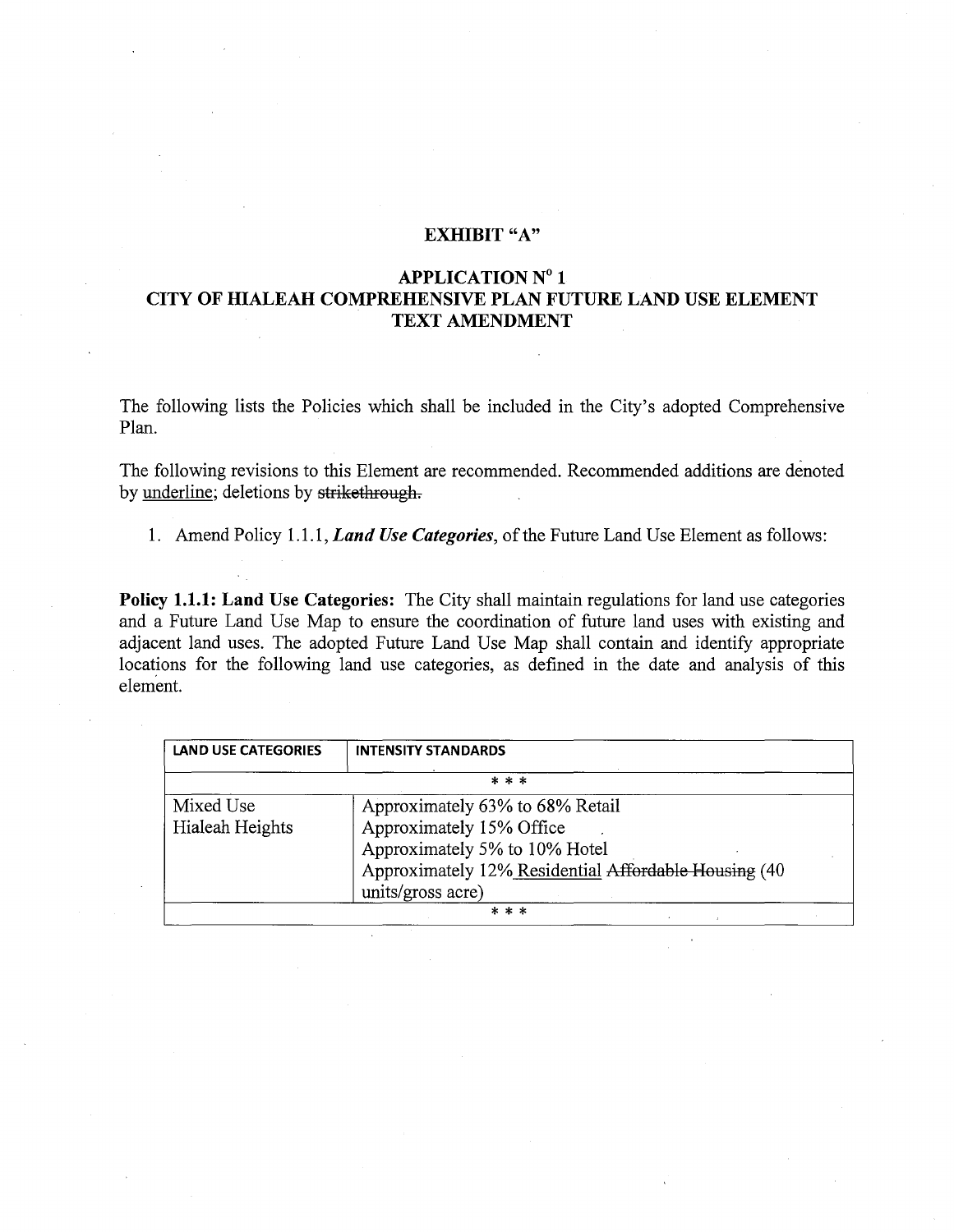## EXHIBIT "A"

## APPLICATION N° 1
## CITY OF HIALEAH COMPREHENSIVE PLAN FUTURE LAND USE ELEMENT TEXT AMENDMENT

The following lists the Policies which shall be included in the City's adopted Comprehensive Plan.

The following revisions to this Element are recommended. Recommended additions are denoted by <u>underline</u>; deletions by ~~strikethrough.~~

1. Amend Policy 1.1.1, ***Land Use Categories***, of the Future Land Use Element as follows:

**Policy 1.1.1: Land Use Categories:** The City shall maintain regulations for land use categories and a Future Land Use Map to ensure the coordination of future land uses with existing and adjacent land uses. The adopted Future Land Use Map shall contain and identify appropriate locations for the following land use categories, as defined in the date and analysis of this element.

| LAND USE CATEGORIES | INTENSITY STANDARDS |
| --- | --- |
| * * * | |
| Mixed Use<br>Hialeah Heights | Approximately 63% to 68% Retail<br>Approximately 15% Office<br>Approximately 5% to 10% Hotel<br>Approximately 12% <u>Residential</u> ~~Affordable Housing~~ (40 units/gross acre) |
| * * * | |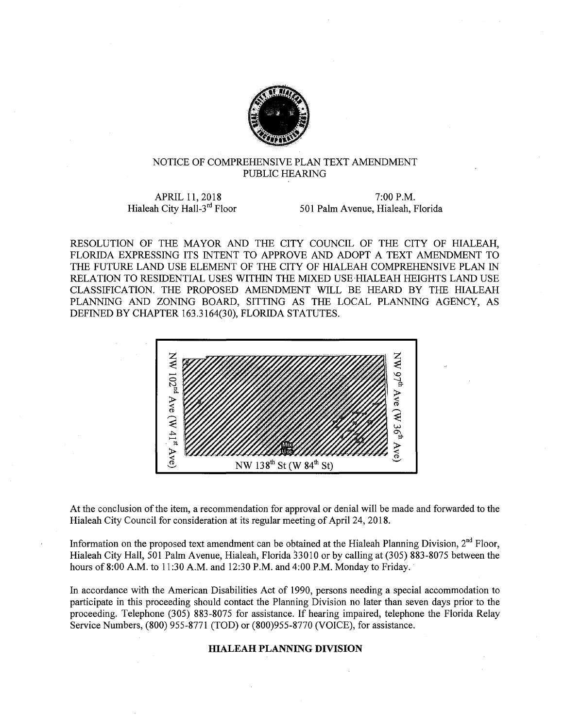NOTICE OF COMPREHENSIVE PLAN TEXT AMENDMENT
PUBLIC HEARING

APRIL 11, 2018
Hialeah City Hall-3rd Floor

7:00 P.M.
501 Palm Avenue, Hialeah, Florida

RESOLUTION OF THE MAYOR AND THE CITY COUNCIL OF THE CITY OF HIALEAH, FLORIDA EXPRESSING ITS INTENT TO APPROVE AND ADOPT A TEXT AMENDMENT TO THE FUTURE LAND USE ELEMENT OF THE CITY OF HIALEAH COMPREHENSIVE PLAN IN RELATION TO RESIDENTIAL USES WITHIN THE MIXED USE HIALEAH HEIGHTS LAND USE CLASSIFICATION. THE PROPOSED AMENDMENT WILL BE HEARD BY THE HIALEAH PLANNING AND ZONING BOARD, SITTING AS THE LOCAL PLANNING AGENCY, AS DEFINED BY CHAPTER 163.3164(30), FLORIDA STATUTES.

NW 102nd Ave (W 41st Ave)

NW 97th Ave (W 36th Ave)

Mix Use

NW 138th St (W 84th St)

At the conclusion of the item, a recommendation for approval or denial will be made and forwarded to the Hialeah City Council for consideration at its regular meeting of April 24, 2018.

Information on the proposed text amendment can be obtained at the Hialeah Planning Division, 2nd Floor, Hialeah City Hall, 501 Palm Avenue, Hialeah, Florida 33010 or by calling at (305) 883-8075 between the hours of 8:00 A.M. to 11:30 A.M. and 12:30 P.M. and 4:00 P.M. Monday to Friday.

In accordance with the American Disabilities Act of 1990, persons needing a special accommodation to participate in this proceeding should contact the Planning Division no later than seven days prior to the proceeding. Telephone (305) 883-8075 for assistance. If hearing impaired, telephone the Florida Relay Service Numbers, (800) 955-8771 (TOD) or (800)955-8770 (VOICE), for assistance.

**HIALEAH PLANNING DIVISION**